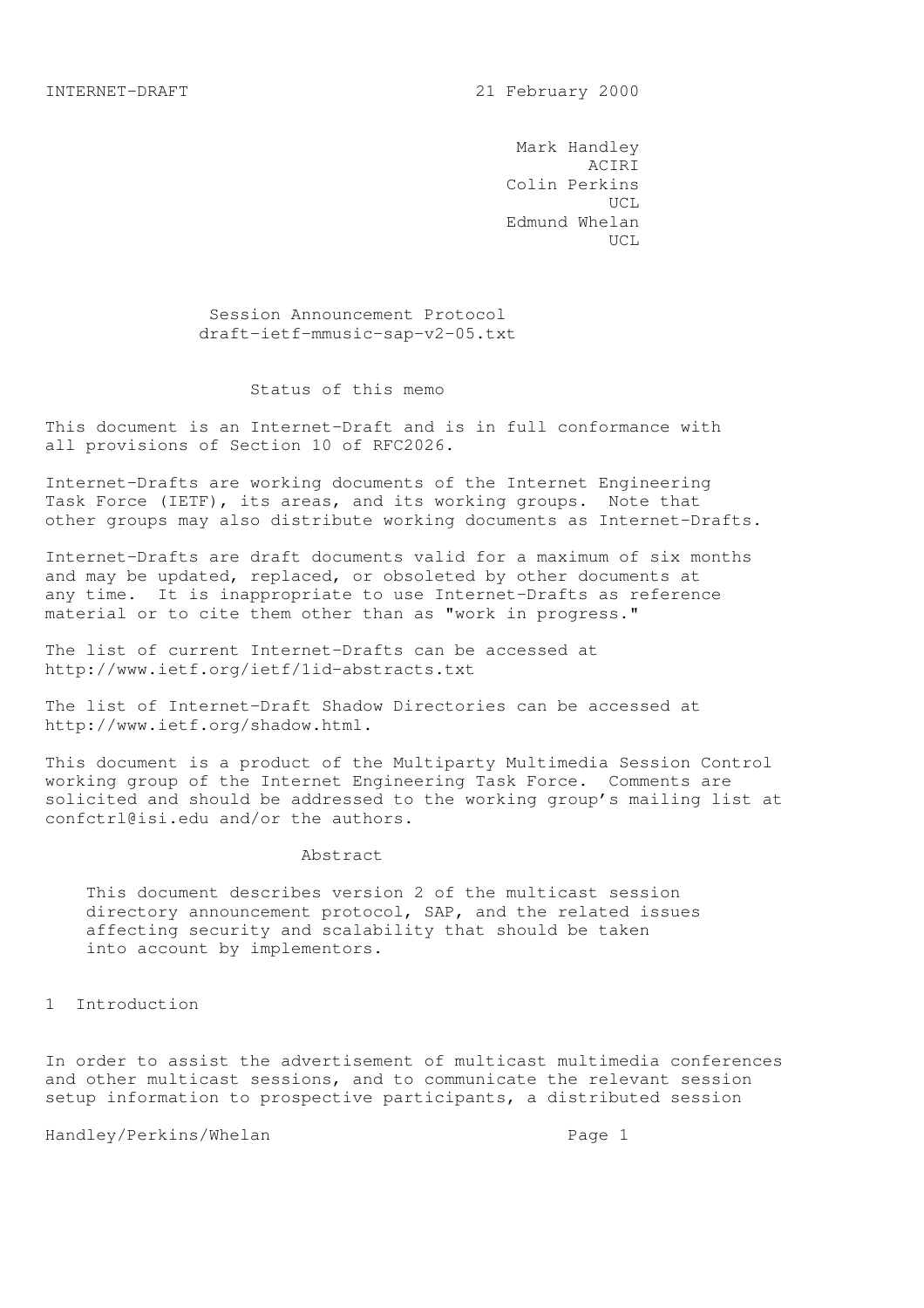INTERNET-DRAFT 21 February 2000

Mark Handley
ACIRI
Colin Perkins
UCL
Edmund Whelan
UCL

# Session Announcement Protocol

draft-ietf-mmusic-sap-v2-05.txt

## Status of this memo

This document is an Internet-Draft and is in full conformance with all provisions of Section 10 of RFC2026.

Internet-Drafts are working documents of the Internet Engineering Task Force (IETF), its areas, and its working groups. Note that other groups may also distribute working documents as Internet-Drafts.

Internet-Drafts are draft documents valid for a maximum of six months and may be updated, replaced, or obsoleted by other documents at any time. It is inappropriate to use Internet-Drafts as reference material or to cite them other than as "work in progress."

The list of current Internet-Drafts can be accessed at http://www.ietf.org/ietf/1id-abstracts.txt

The list of Internet-Draft Shadow Directories can be accessed at http://www.ietf.org/shadow.html.

This document is a product of the Multiparty Multimedia Session Control working group of the Internet Engineering Task Force. Comments are solicited and should be addressed to the working group's mailing list at confctrl@isi.edu and/or the authors.

## Abstract

This document describes version 2 of the multicast session directory announcement protocol, SAP, and the related issues affecting security and scalability that should be taken into account by implementors.

## 1 Introduction

In order to assist the advertisement of multicast multimedia conferences and other multicast sessions, and to communicate the relevant session setup information to prospective participants, a distributed session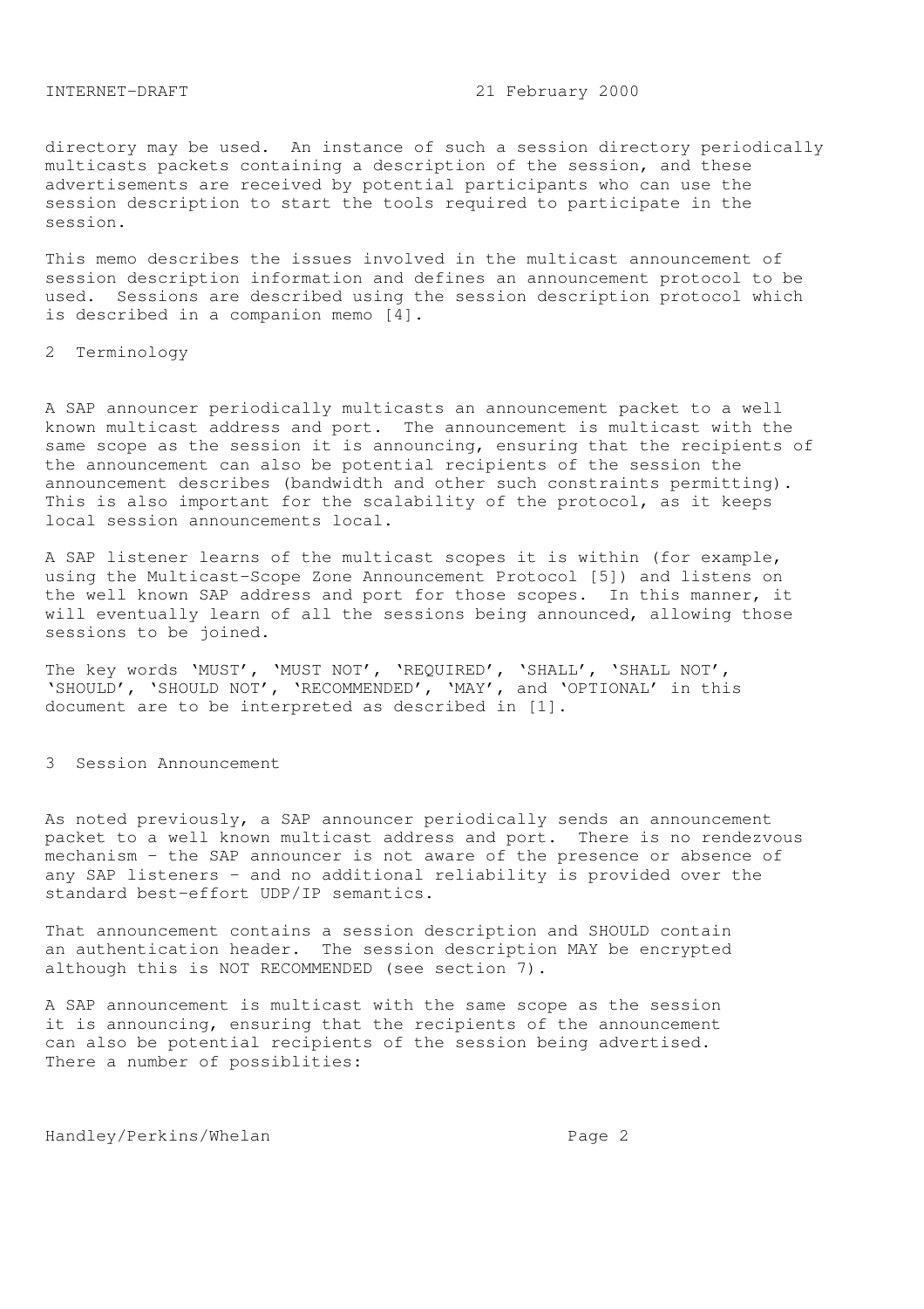directory may be used. An instance of such a session directory periodically multicasts packets containing a description of the session, and these advertisements are received by potential participants who can use the session description to start the tools required to participate in the session.

This memo describes the issues involved in the multicast announcement of session description information and defines an announcement protocol to be used. Sessions are described using the session description protocol which is described in a companion memo [4].

## 2 Terminology

A SAP announcer periodically multicasts an announcement packet to a well known multicast address and port. The announcement is multicast with the same scope as the session it is announcing, ensuring that the recipients of the announcement can also be potential recipients of the session the announcement describes (bandwidth and other such constraints permitting). This is also important for the scalability of the protocol, as it keeps local session announcements local.

A SAP listener learns of the multicast scopes it is within (for example, using the Multicast-Scope Zone Announcement Protocol [5]) and listens on the well known SAP address and port for those scopes. In this manner, it will eventually learn of all the sessions being announced, allowing those sessions to be joined.

The key words 'MUST', 'MUST NOT', 'REQUIRED', 'SHALL', 'SHALL NOT', 'SHOULD', 'SHOULD NOT', 'RECOMMENDED', 'MAY', and 'OPTIONAL' in this document are to be interpreted as described in [1].

## 3 Session Announcement

As noted previously, a SAP announcer periodically sends an announcement packet to a well known multicast address and port. There is no rendezvous mechanism - the SAP announcer is not aware of the presence or absence of any SAP listeners - and no additional reliability is provided over the standard best-effort UDP/IP semantics.

That announcement contains a session description and SHOULD contain an authentication header. The session description MAY be encrypted although this is NOT RECOMMENDED (see section 7).

A SAP announcement is multicast with the same scope as the session it is announcing, ensuring that the recipients of the announcement can also be potential recipients of the session being advertised. There a number of possiblities: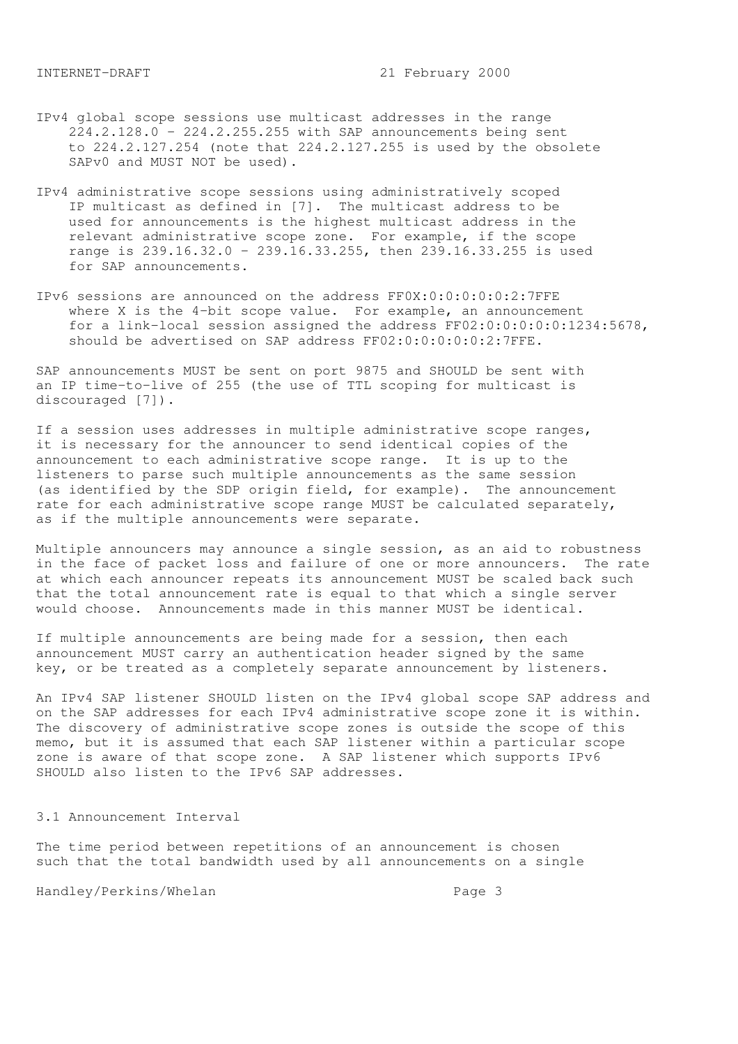IPv4 global scope sessions use multicast addresses in the range 224.2.128.0 - 224.2.255.255 with SAP announcements being sent to 224.2.127.254 (note that 224.2.127.255 is used by the obsolete SAPv0 and MUST NOT be used).

IPv4 administrative scope sessions using administratively scoped IP multicast as defined in [7]. The multicast address to be used for announcements is the highest multicast address in the relevant administrative scope zone. For example, if the scope range is 239.16.32.0 - 239.16.33.255, then 239.16.33.255 is used for SAP announcements.

IPv6 sessions are announced on the address FF0X:0:0:0:0:0:2:7FFE where X is the 4-bit scope value. For example, an announcement for a link-local session assigned the address FF02:0:0:0:0:0:1234:5678, should be advertised on SAP address FF02:0:0:0:0:0:2:7FFE.

SAP announcements MUST be sent on port 9875 and SHOULD be sent with an IP time-to-live of 255 (the use of TTL scoping for multicast is discouraged [7]).

If a session uses addresses in multiple administrative scope ranges, it is necessary for the announcer to send identical copies of the announcement to each administrative scope range. It is up to the listeners to parse such multiple announcements as the same session (as identified by the SDP origin field, for example). The announcement rate for each administrative scope range MUST be calculated separately, as if the multiple announcements were separate.

Multiple announcers may announce a single session, as an aid to robustness in the face of packet loss and failure of one or more announcers. The rate at which each announcer repeats its announcement MUST be scaled back such that the total announcement rate is equal to that which a single server would choose. Announcements made in this manner MUST be identical.

If multiple announcements are being made for a session, then each announcement MUST carry an authentication header signed by the same key, or be treated as a completely separate announcement by listeners.

An IPv4 SAP listener SHOULD listen on the IPv4 global scope SAP address and on the SAP addresses for each IPv4 administrative scope zone it is within. The discovery of administrative scope zones is outside the scope of this memo, but it is assumed that each SAP listener within a particular scope zone is aware of that scope zone. A SAP listener which supports IPv6 SHOULD also listen to the IPv6 SAP addresses.

### 3.1 Announcement Interval

The time period between repetitions of an announcement is chosen such that the total bandwidth used by all announcements on a single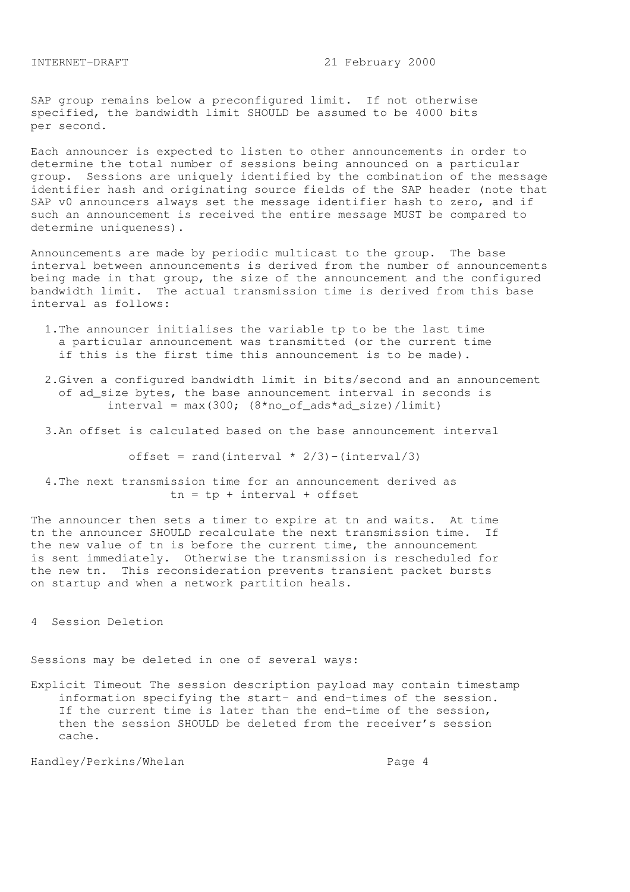SAP group remains below a preconfigured limit. If not otherwise specified, the bandwidth limit SHOULD be assumed to be 4000 bits per second.

Each announcer is expected to listen to other announcements in order to determine the total number of sessions being announced on a particular group. Sessions are uniquely identified by the combination of the message identifier hash and originating source fields of the SAP header (note that SAP v0 announcers always set the message identifier hash to zero, and if such an announcement is received the entire message MUST be compared to determine uniqueness).

Announcements are made by periodic multicast to the group. The base interval between announcements is derived from the number of announcements being made in that group, the size of the announcement and the configured bandwidth limit. The actual transmission time is derived from this base interval as follows:

1. The announcer initialises the variable tp to be the last time a particular announcement was transmitted (or the current time if this is the first time this announcement is to be made).

2. Given a configured bandwidth limit in bits/second and an announcement of ad_size bytes, the base announcement interval in seconds is

   ```
   interval = max(300; (8*no_of_ads*ad_size)/limit)
   ```

3. An offset is calculated based on the base announcement interval

   ```
   offset = rand(interval * 2/3)-(interval/3)
   ```

4. The next transmission time for an announcement derived as

   ```
   tn = tp + interval + offset
   ```

The announcer then sets a timer to expire at tn and waits. At time tn the announcer SHOULD recalculate the next transmission time. If the new value of tn is before the current time, the announcement is sent immediately. Otherwise the transmission is rescheduled for the new tn. This reconsideration prevents transient packet bursts on startup and when a network partition heals.

## 4 Session Deletion

Sessions may be deleted in one of several ways:

Explicit Timeout The session description payload may contain timestamp information specifying the start- and end-times of the session. If the current time is later than the end-time of the session, then the session SHOULD be deleted from the receiver's session cache.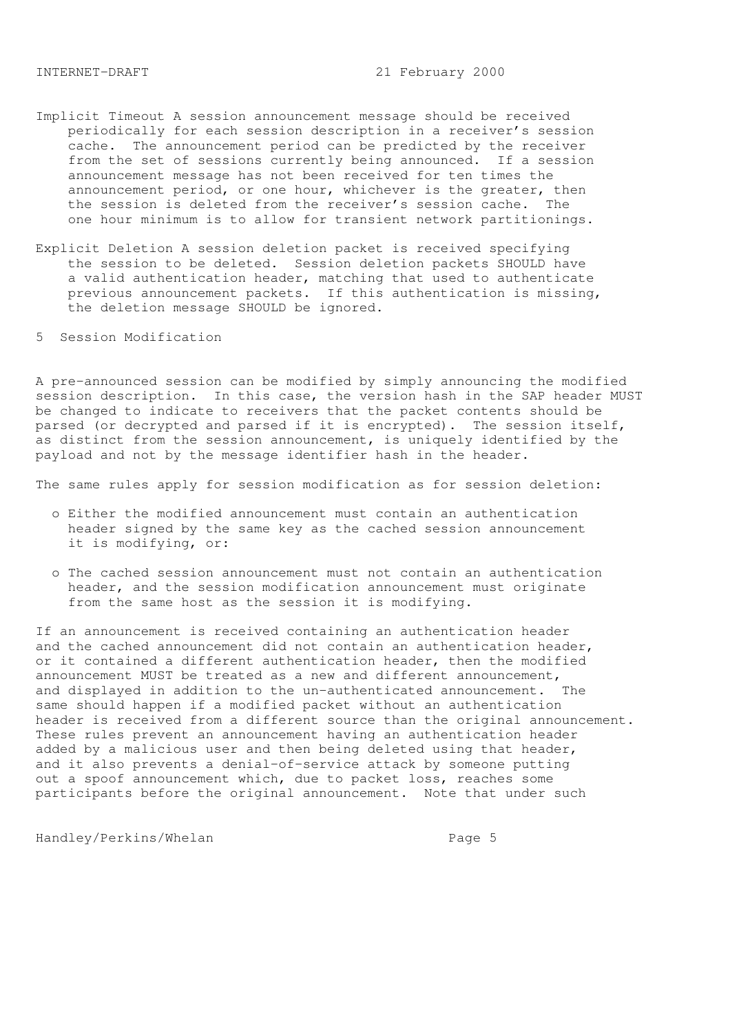Implicit Timeout A session announcement message should be received periodically for each session description in a receiver's session cache. The announcement period can be predicted by the receiver from the set of sessions currently being announced. If a session announcement message has not been received for ten times the announcement period, or one hour, whichever is the greater, then the session is deleted from the receiver's session cache. The one hour minimum is to allow for transient network partitionings.

Explicit Deletion A session deletion packet is received specifying the session to be deleted. Session deletion packets SHOULD have a valid authentication header, matching that used to authenticate previous announcement packets. If this authentication is missing, the deletion message SHOULD be ignored.

## 5 Session Modification

A pre-announced session can be modified by simply announcing the modified session description. In this case, the version hash in the SAP header MUST be changed to indicate to receivers that the packet contents should be parsed (or decrypted and parsed if it is encrypted). The session itself, as distinct from the session announcement, is uniquely identified by the payload and not by the message identifier hash in the header.

The same rules apply for session modification as for session deletion:

- Either the modified announcement must contain an authentication header signed by the same key as the cached session announcement it is modifying, or:
- The cached session announcement must not contain an authentication header, and the session modification announcement must originate from the same host as the session it is modifying.

If an announcement is received containing an authentication header and the cached announcement did not contain an authentication header, or it contained a different authentication header, then the modified announcement MUST be treated as a new and different announcement, and displayed in addition to the un-authenticated announcement. The same should happen if a modified packet without an authentication header is received from a different source than the original announcement. These rules prevent an announcement having an authentication header added by a malicious user and then being deleted using that header, and it also prevents a denial-of-service attack by someone putting out a spoof announcement which, due to packet loss, reaches some participants before the original announcement. Note that under such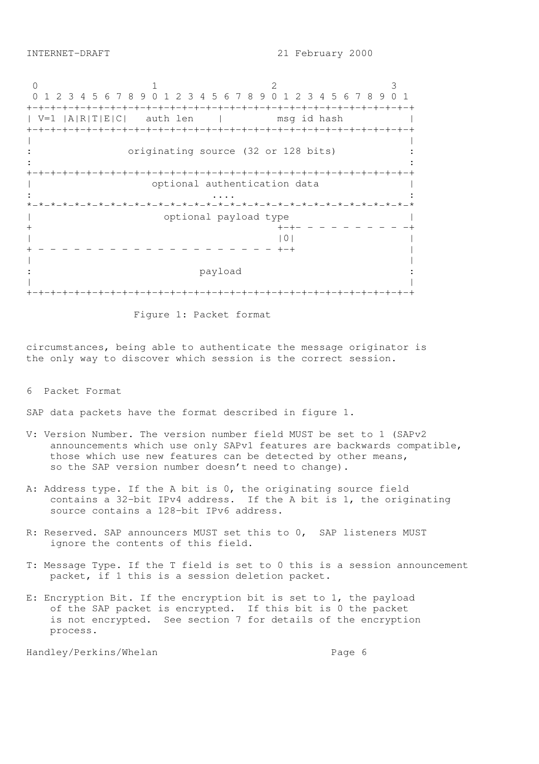```
 0                   1                   2                   3
 0 1 2 3 4 5 6 7 8 9 0 1 2 3 4 5 6 7 8 9 0 1 2 3 4 5 6 7 8 9 0 1
+-+-+-+-+-+-+-+-+-+-+-+-+-+-+-+-+-+-+-+-+-+-+-+-+-+-+-+-+-+-+-+-+
| V=1 |A|R|T|E|C|   auth len    |         msg id hash           |
+-+-+-+-+-+-+-+-+-+-+-+-+-+-+-+-+-+-+-+-+-+-+-+-+-+-+-+-+-+-+-+-+
|                                                               |
:                originating source (32 or 128 bits)            :
:                                                               :
+-+-+-+-+-+-+-+-+-+-+-+-+-+-+-+-+-+-+-+-+-+-+-+-+-+-+-+-+-+-+-+-+
|                    optional authentication data               |
:                              ....                             :
*-*-*-*-*-*-*-*-*-*-*-*-*-*-*-*-*-*-*-*-*-*-*-*-*-*-*-*-*-*-*-*-*
|                      optional payload type                    |
+                                         +-+- - - - - - - - - -+
|                                         |0|                   |
+ - - - - - - - - - - - - - - - - - - - - +-+                   |
|                                                               |
:                            payload                            :
|                                                               |
+-+-+-+-+-+-+-+-+-+-+-+-+-+-+-+-+-+-+-+-+-+-+-+-+-+-+-+-+-+-+-+-+
```

Figure 1: Packet format

circumstances, being able to authenticate the message originator is the only way to discover which session is the correct session.

## 6 Packet Format

SAP data packets have the format described in figure 1.

V: Version Number. The version number field MUST be set to 1 (SAPv2 announcements which use only SAPv1 features are backwards compatible, those which use new features can be detected by other means, so the SAP version number doesn't need to change).

A: Address type. If the A bit is 0, the originating source field contains a 32-bit IPv4 address. If the A bit is 1, the originating source contains a 128-bit IPv6 address.

R: Reserved. SAP announcers MUST set this to 0, SAP listeners MUST ignore the contents of this field.

T: Message Type. If the T field is set to 0 this is a session announcement packet, if 1 this is a session deletion packet.

E: Encryption Bit. If the encryption bit is set to 1, the payload of the SAP packet is encrypted. If this bit is 0 the packet is not encrypted. See section 7 for details of the encryption process.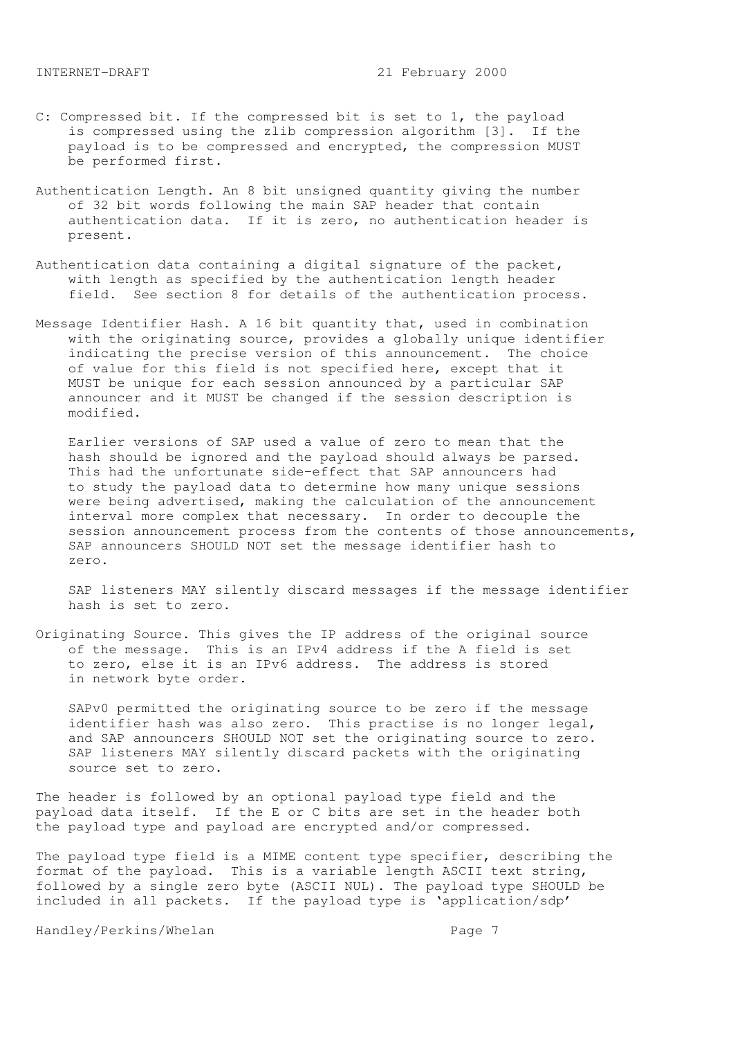C: Compressed bit. If the compressed bit is set to 1, the payload is compressed using the zlib compression algorithm [3]. If the payload is to be compressed and encrypted, the compression MUST be performed first.

Authentication Length. An 8 bit unsigned quantity giving the number of 32 bit words following the main SAP header that contain authentication data. If it is zero, no authentication header is present.

Authentication data containing a digital signature of the packet, with length as specified by the authentication length header field. See section 8 for details of the authentication process.

Message Identifier Hash. A 16 bit quantity that, used in combination with the originating source, provides a globally unique identifier indicating the precise version of this announcement. The choice of value for this field is not specified here, except that it MUST be unique for each session announced by a particular SAP announcer and it MUST be changed if the session description is modified.

Earlier versions of SAP used a value of zero to mean that the hash should be ignored and the payload should always be parsed. This had the unfortunate side-effect that SAP announcers had to study the payload data to determine how many unique sessions were being advertised, making the calculation of the announcement interval more complex that necessary. In order to decouple the session announcement process from the contents of those announcements, SAP announcers SHOULD NOT set the message identifier hash to zero.

SAP listeners MAY silently discard messages if the message identifier hash is set to zero.

Originating Source. This gives the IP address of the original source of the message. This is an IPv4 address if the A field is set to zero, else it is an IPv6 address. The address is stored in network byte order.

SAPv0 permitted the originating source to be zero if the message identifier hash was also zero. This practise is no longer legal, and SAP announcers SHOULD NOT set the originating source to zero. SAP listeners MAY silently discard packets with the originating source set to zero.

The header is followed by an optional payload type field and the payload data itself. If the E or C bits are set in the header both the payload type and payload are encrypted and/or compressed.

The payload type field is a MIME content type specifier, describing the format of the payload. This is a variable length ASCII text string, followed by a single zero byte (ASCII NUL). The payload type SHOULD be included in all packets. If the payload type is 'application/sdp'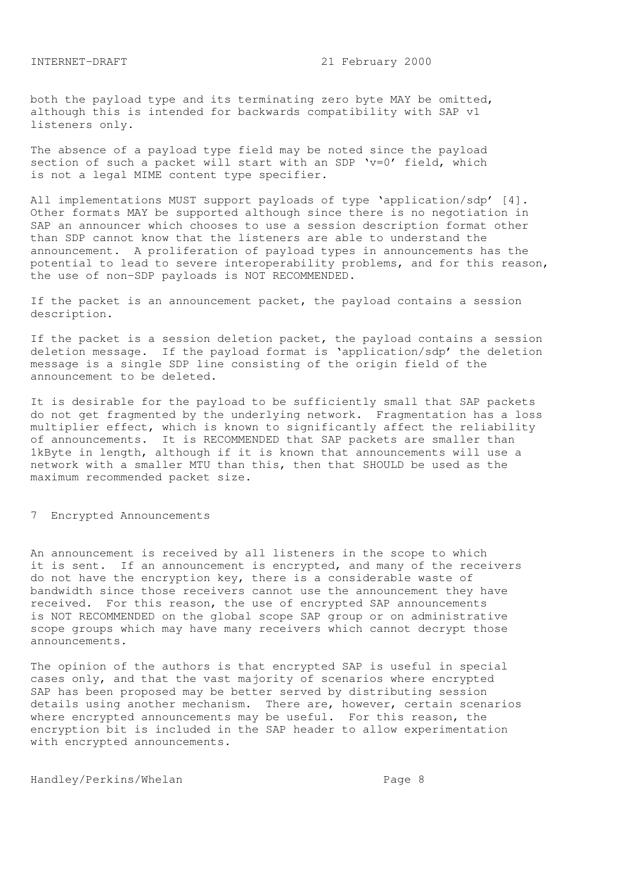both the payload type and its terminating zero byte MAY be omitted, although this is intended for backwards compatibility with SAP v1 listeners only.

The absence of a payload type field may be noted since the payload section of such a packet will start with an SDP 'v=0' field, which is not a legal MIME content type specifier.

All implementations MUST support payloads of type 'application/sdp' [4]. Other formats MAY be supported although since there is no negotiation in SAP an announcer which chooses to use a session description format other than SDP cannot know that the listeners are able to understand the announcement. A proliferation of payload types in announcements has the potential to lead to severe interoperability problems, and for this reason, the use of non-SDP payloads is NOT RECOMMENDED.

If the packet is an announcement packet, the payload contains a session description.

If the packet is a session deletion packet, the payload contains a session deletion message. If the payload format is 'application/sdp' the deletion message is a single SDP line consisting of the origin field of the announcement to be deleted.

It is desirable for the payload to be sufficiently small that SAP packets do not get fragmented by the underlying network. Fragmentation has a loss multiplier effect, which is known to significantly affect the reliability of announcements. It is RECOMMENDED that SAP packets are smaller than 1kByte in length, although if it is known that announcements will use a network with a smaller MTU than this, then that SHOULD be used as the maximum recommended packet size.

## 7 Encrypted Announcements

An announcement is received by all listeners in the scope to which it is sent. If an announcement is encrypted, and many of the receivers do not have the encryption key, there is a considerable waste of bandwidth since those receivers cannot use the announcement they have received. For this reason, the use of encrypted SAP announcements is NOT RECOMMENDED on the global scope SAP group or on administrative scope groups which may have many receivers which cannot decrypt those announcements.

The opinion of the authors is that encrypted SAP is useful in special cases only, and that the vast majority of scenarios where encrypted SAP has been proposed may be better served by distributing session details using another mechanism. There are, however, certain scenarios where encrypted announcements may be useful. For this reason, the encryption bit is included in the SAP header to allow experimentation with encrypted announcements.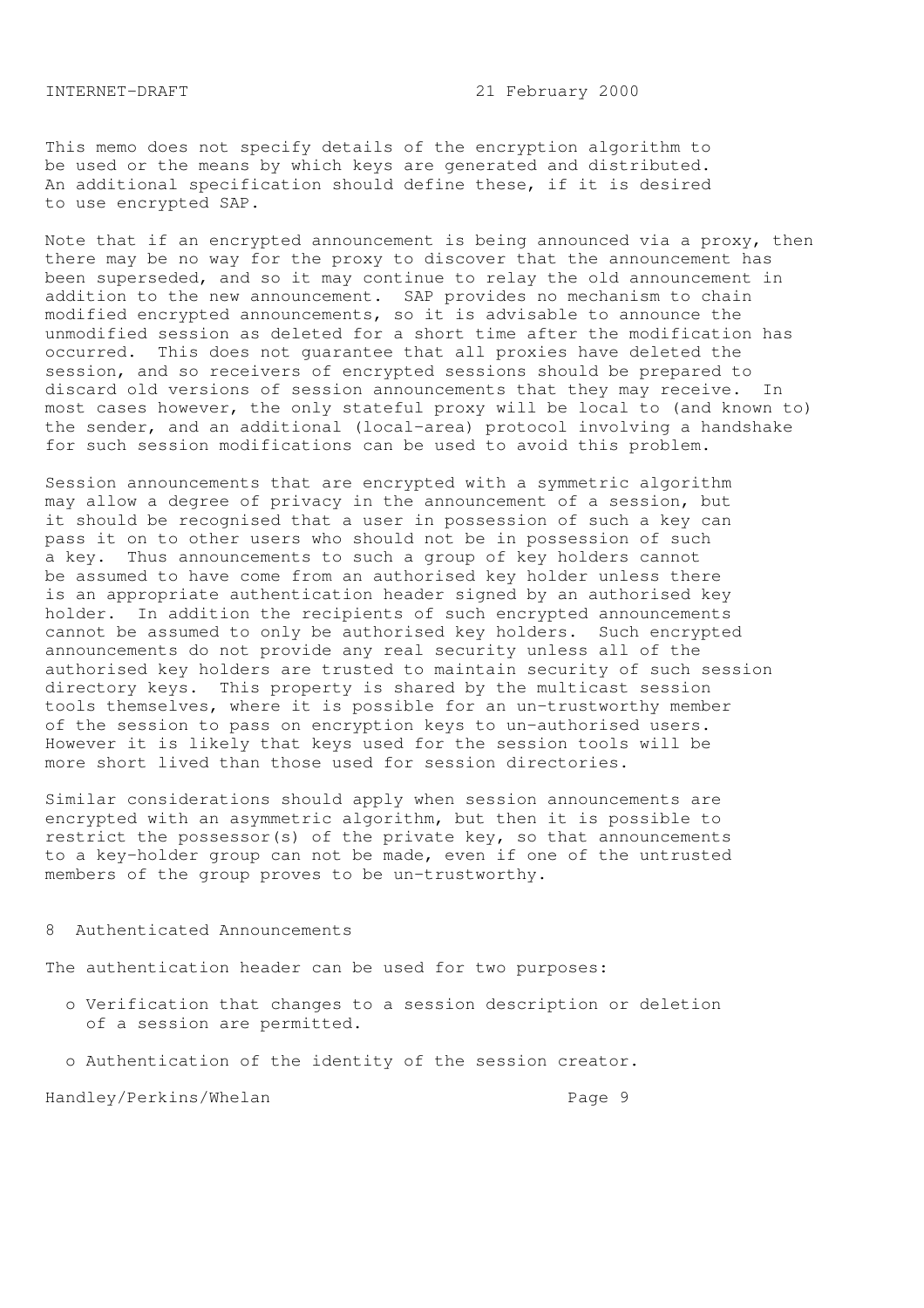This memo does not specify details of the encryption algorithm to be used or the means by which keys are generated and distributed. An additional specification should define these, if it is desired to use encrypted SAP.

Note that if an encrypted announcement is being announced via a proxy, then there may be no way for the proxy to discover that the announcement has been superseded, and so it may continue to relay the old announcement in addition to the new announcement. SAP provides no mechanism to chain modified encrypted announcements, so it is advisable to announce the unmodified session as deleted for a short time after the modification has occurred. This does not guarantee that all proxies have deleted the session, and so receivers of encrypted sessions should be prepared to discard old versions of session announcements that they may receive. In most cases however, the only stateful proxy will be local to (and known to) the sender, and an additional (local-area) protocol involving a handshake for such session modifications can be used to avoid this problem.

Session announcements that are encrypted with a symmetric algorithm may allow a degree of privacy in the announcement of a session, but it should be recognised that a user in possession of such a key can pass it on to other users who should not be in possession of such a key. Thus announcements to such a group of key holders cannot be assumed to have come from an authorised key holder unless there is an appropriate authentication header signed by an authorised key holder. In addition the recipients of such encrypted announcements cannot be assumed to only be authorised key holders. Such encrypted announcements do not provide any real security unless all of the authorised key holders are trusted to maintain security of such session directory keys. This property is shared by the multicast session tools themselves, where it is possible for an un-trustworthy member of the session to pass on encryption keys to un-authorised users. However it is likely that keys used for the session tools will be more short lived than those used for session directories.

Similar considerations should apply when session announcements are encrypted with an asymmetric algorithm, but then it is possible to restrict the possessor(s) of the private key, so that announcements to a key-holder group can not be made, even if one of the untrusted members of the group proves to be un-trustworthy.

## 8 Authenticated Announcements

The authentication header can be used for two purposes:

- Verification that changes to a session description or deletion of a session are permitted.
- Authentication of the identity of the session creator.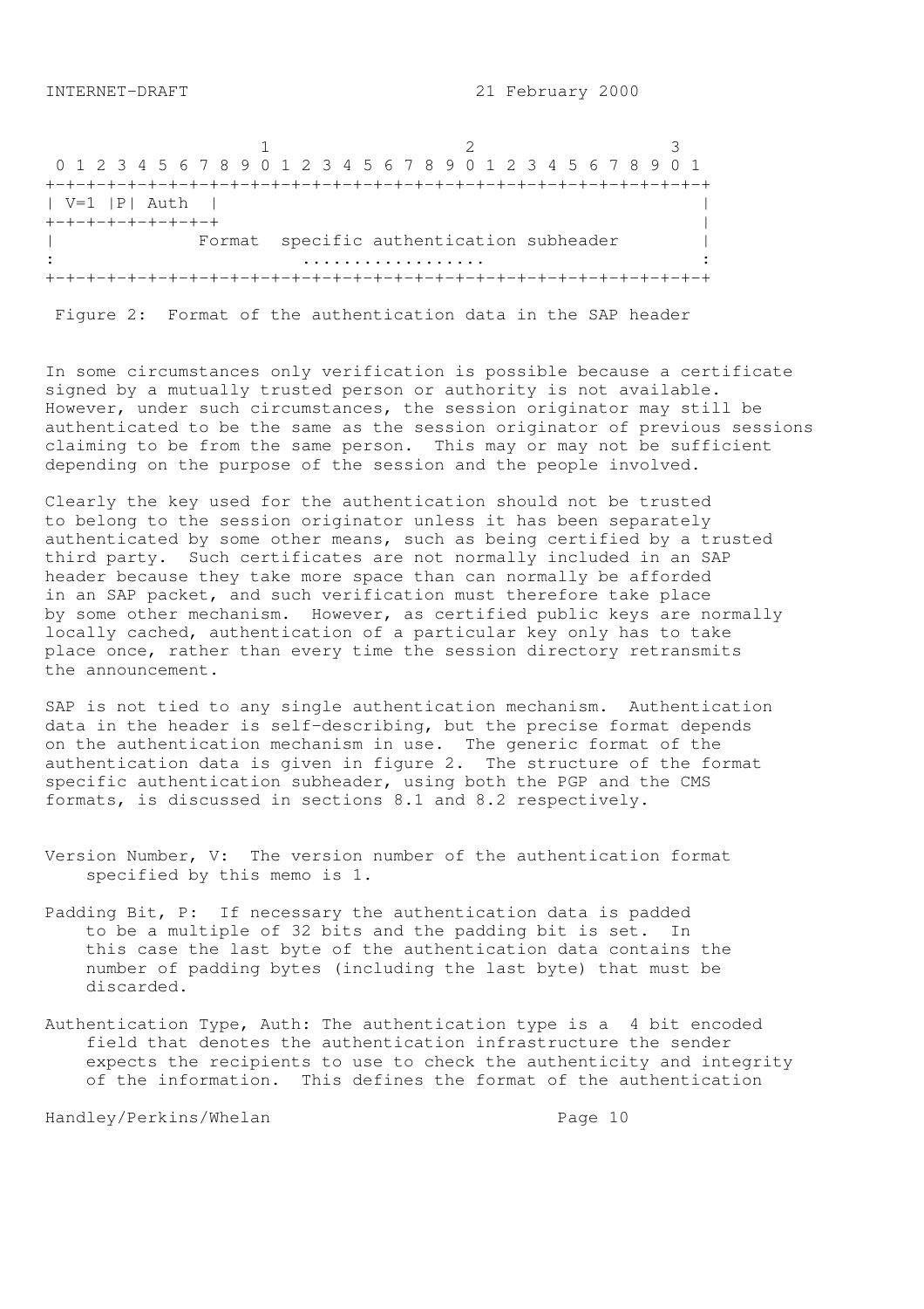```
                     1                   2                   3
 0 1 2 3 4 5 6 7 8 9 0 1 2 3 4 5 6 7 8 9 0 1 2 3 4 5 6 7 8 9 0 1
+-+-+-+-+-+-+-+-+-+-+-+-+-+-+-+-+-+-+-+-+-+-+-+-+-+-+-+-+-+-+-+-+
| V=1 |P| Auth  |                                               |
+-+-+-+-+-+-+-+-+                                               |
|              Format  specific authentication subheader        |
:                        ..................                     :
+-+-+-+-+-+-+-+-+-+-+-+-+-+-+-+-+-+-+-+-+-+-+-+-+-+-+-+-+-+-+-+-+
```

Figure 2: Format of the authentication data in the SAP header

In some circumstances only verification is possible because a certificate signed by a mutually trusted person or authority is not available. However, under such circumstances, the session originator may still be authenticated to be the same as the session originator of previous sessions claiming to be from the same person. This may or may not be sufficient depending on the purpose of the session and the people involved.

Clearly the key used for the authentication should not be trusted to belong to the session originator unless it has been separately authenticated by some other means, such as being certified by a trusted third party. Such certificates are not normally included in an SAP header because they take more space than can normally be afforded in an SAP packet, and such verification must therefore take place by some other mechanism. However, as certified public keys are normally locally cached, authentication of a particular key only has to take place once, rather than every time the session directory retransmits the announcement.

SAP is not tied to any single authentication mechanism. Authentication data in the header is self-describing, but the precise format depends on the authentication mechanism in use. The generic format of the authentication data is given in figure 2. The structure of the format specific authentication subheader, using both the PGP and the CMS formats, is discussed in sections 8.1 and 8.2 respectively.

Version Number, V: The version number of the authentication format specified by this memo is 1.

Padding Bit, P: If necessary the authentication data is padded to be a multiple of 32 bits and the padding bit is set. In this case the last byte of the authentication data contains the number of padding bytes (including the last byte) that must be discarded.

Authentication Type, Auth: The authentication type is a 4 bit encoded field that denotes the authentication infrastructure the sender expects the recipients to use to check the authenticity and integrity of the information. This defines the format of the authentication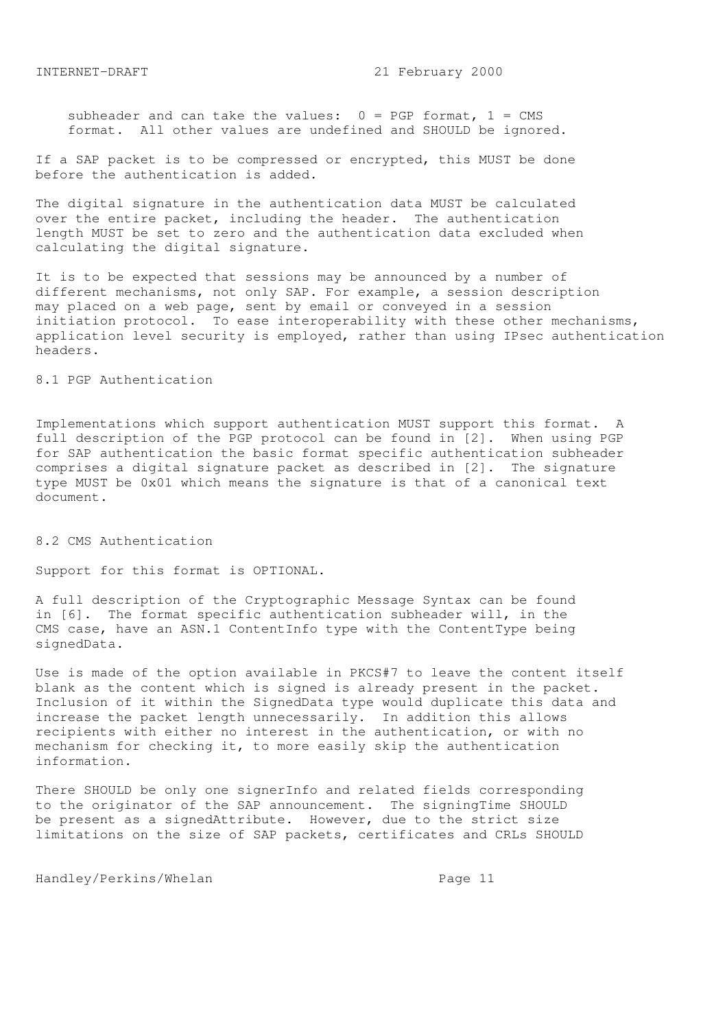subheader and can take the values: 0 = PGP format, 1 = CMS format. All other values are undefined and SHOULD be ignored.

If a SAP packet is to be compressed or encrypted, this MUST be done before the authentication is added.

The digital signature in the authentication data MUST be calculated over the entire packet, including the header. The authentication length MUST be set to zero and the authentication data excluded when calculating the digital signature.

It is to be expected that sessions may be announced by a number of different mechanisms, not only SAP. For example, a session description may placed on a web page, sent by email or conveyed in a session initiation protocol. To ease interoperability with these other mechanisms, application level security is employed, rather than using IPsec authentication headers.

## 8.1 PGP Authentication

Implementations which support authentication MUST support this format. A full description of the PGP protocol can be found in [2]. When using PGP for SAP authentication the basic format specific authentication subheader comprises a digital signature packet as described in [2]. The signature type MUST be 0x01 which means the signature is that of a canonical text document.

## 8.2 CMS Authentication

Support for this format is OPTIONAL.

A full description of the Cryptographic Message Syntax can be found in [6]. The format specific authentication subheader will, in the CMS case, have an ASN.1 ContentInfo type with the ContentType being signedData.

Use is made of the option available in PKCS#7 to leave the content itself blank as the content which is signed is already present in the packet. Inclusion of it within the SignedData type would duplicate this data and increase the packet length unnecessarily. In addition this allows recipients with either no interest in the authentication, or with no mechanism for checking it, to more easily skip the authentication information.

There SHOULD be only one signerInfo and related fields corresponding to the originator of the SAP announcement. The signingTime SHOULD be present as a signedAttribute. However, due to the strict size limitations on the size of SAP packets, certificates and CRLs SHOULD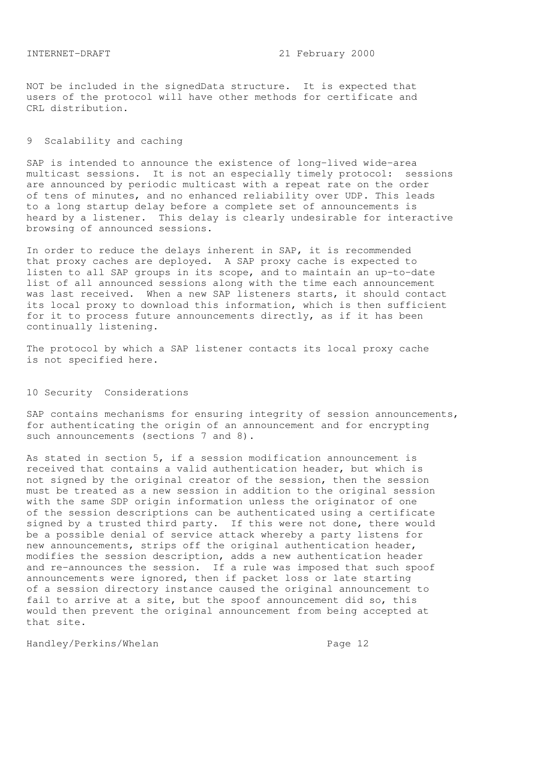NOT be included in the signedData structure. It is expected that users of the protocol will have other methods for certificate and CRL distribution.

## 9 Scalability and caching

SAP is intended to announce the existence of long-lived wide-area multicast sessions. It is not an especially timely protocol: sessions are announced by periodic multicast with a repeat rate on the order of tens of minutes, and no enhanced reliability over UDP. This leads to a long startup delay before a complete set of announcements is heard by a listener. This delay is clearly undesirable for interactive browsing of announced sessions.

In order to reduce the delays inherent in SAP, it is recommended that proxy caches are deployed. A SAP proxy cache is expected to listen to all SAP groups in its scope, and to maintain an up-to-date list of all announced sessions along with the time each announcement was last received. When a new SAP listeners starts, it should contact its local proxy to download this information, which is then sufficient for it to process future announcements directly, as if it has been continually listening.

The protocol by which a SAP listener contacts its local proxy cache is not specified here.

## 10 Security Considerations

SAP contains mechanisms for ensuring integrity of session announcements, for authenticating the origin of an announcement and for encrypting such announcements (sections 7 and 8).

As stated in section 5, if a session modification announcement is received that contains a valid authentication header, but which is not signed by the original creator of the session, then the session must be treated as a new session in addition to the original session with the same SDP origin information unless the originator of one of the session descriptions can be authenticated using a certificate signed by a trusted third party. If this were not done, there would be a possible denial of service attack whereby a party listens for new announcements, strips off the original authentication header, modifies the session description, adds a new authentication header and re-announces the session. If a rule was imposed that such spoof announcements were ignored, then if packet loss or late starting of a session directory instance caused the original announcement to fail to arrive at a site, but the spoof announcement did so, this would then prevent the original announcement from being accepted at that site.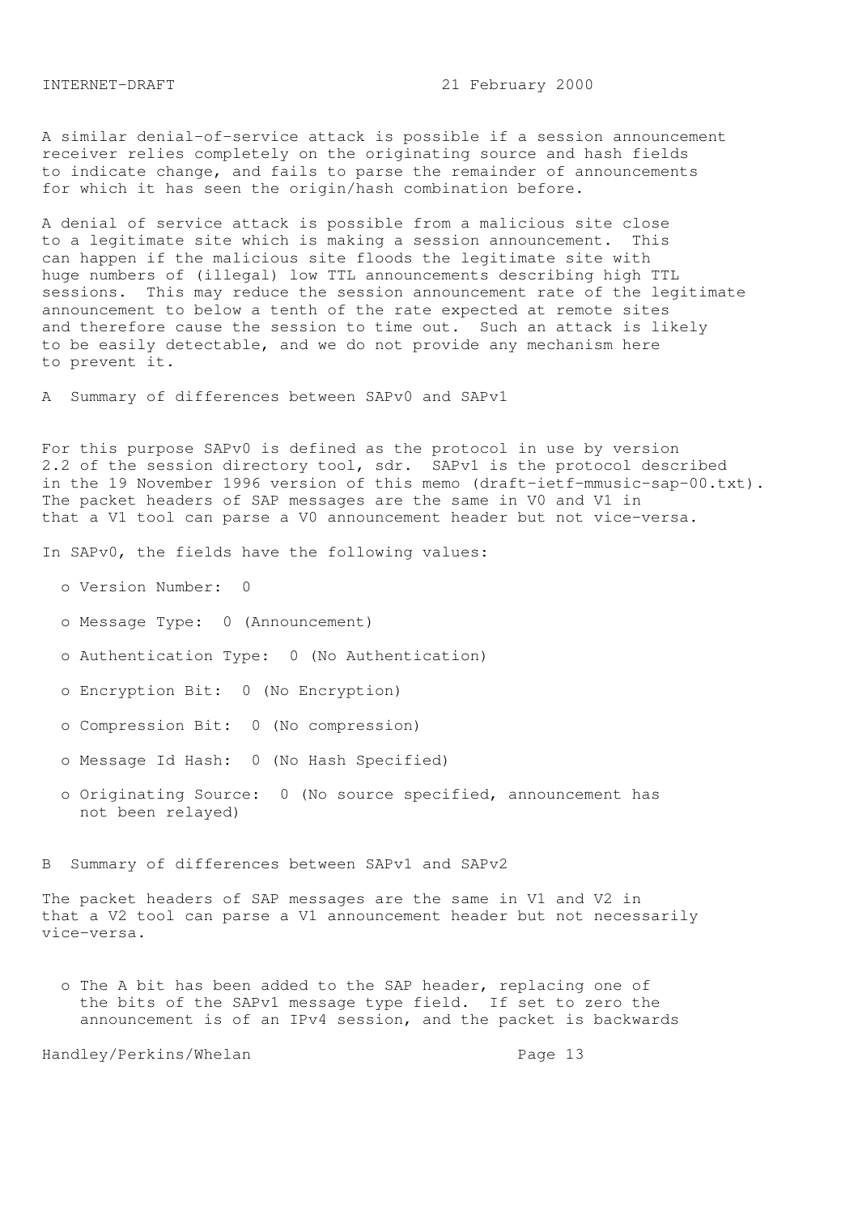A similar denial-of-service attack is possible if a session announcement receiver relies completely on the originating source and hash fields to indicate change, and fails to parse the remainder of announcements for which it has seen the origin/hash combination before.

A denial of service attack is possible from a malicious site close to a legitimate site which is making a session announcement. This can happen if the malicious site floods the legitimate site with huge numbers of (illegal) low TTL announcements describing high TTL sessions. This may reduce the session announcement rate of the legitimate announcement to below a tenth of the rate expected at remote sites and therefore cause the session to time out. Such an attack is likely to be easily detectable, and we do not provide any mechanism here to prevent it.

## A Summary of differences between SAPv0 and SAPv1

For this purpose SAPv0 is defined as the protocol in use by version 2.2 of the session directory tool, sdr. SAPv1 is the protocol described in the 19 November 1996 version of this memo (draft-ietf-mmusic-sap-00.txt). The packet headers of SAP messages are the same in V0 and V1 in that a V1 tool can parse a V0 announcement header but not vice-versa.

In SAPv0, the fields have the following values:

- Version Number: 0
- Message Type: 0 (Announcement)
- Authentication Type: 0 (No Authentication)
- Encryption Bit: 0 (No Encryption)
- Compression Bit: 0 (No compression)
- Message Id Hash: 0 (No Hash Specified)
- Originating Source: 0 (No source specified, announcement has not been relayed)

## B Summary of differences between SAPv1 and SAPv2

The packet headers of SAP messages are the same in V1 and V2 in that a V2 tool can parse a V1 announcement header but not necessarily vice-versa.

- The A bit has been added to the SAP header, replacing one of the bits of the SAPv1 message type field. If set to zero the announcement is of an IPv4 session, and the packet is backwards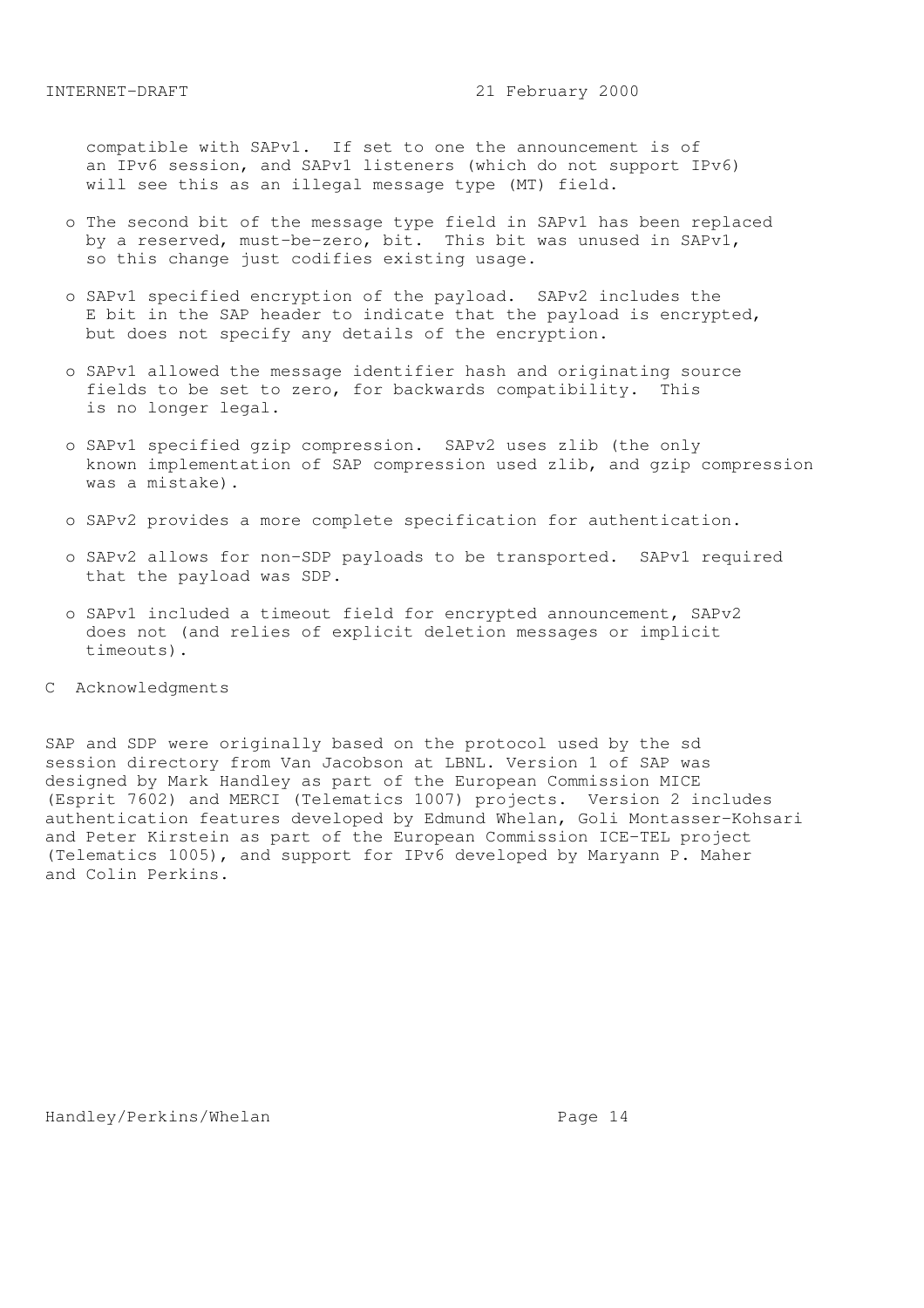compatible with SAPv1. If set to one the announcement is of an IPv6 session, and SAPv1 listeners (which do not support IPv6) will see this as an illegal message type (MT) field.

- The second bit of the message type field in SAPv1 has been replaced by a reserved, must-be-zero, bit. This bit was unused in SAPv1, so this change just codifies existing usage.

- SAPv1 specified encryption of the payload. SAPv2 includes the E bit in the SAP header to indicate that the payload is encrypted, but does not specify any details of the encryption.

- SAPv1 allowed the message identifier hash and originating source fields to be set to zero, for backwards compatibility. This is no longer legal.

- SAPv1 specified gzip compression. SAPv2 uses zlib (the only known implementation of SAP compression used zlib, and gzip compression was a mistake).

- SAPv2 provides a more complete specification for authentication.

- SAPv2 allows for non-SDP payloads to be transported. SAPv1 required that the payload was SDP.

- SAPv1 included a timeout field for encrypted announcement, SAPv2 does not (and relies of explicit deletion messages or implicit timeouts).

## C Acknowledgments

SAP and SDP were originally based on the protocol used by the sd session directory from Van Jacobson at LBNL. Version 1 of SAP was designed by Mark Handley as part of the European Commission MICE (Esprit 7602) and MERCI (Telematics 1007) projects. Version 2 includes authentication features developed by Edmund Whelan, Goli Montasser-Kohsari and Peter Kirstein as part of the European Commission ICE-TEL project (Telematics 1005), and support for IPv6 developed by Maryann P. Maher and Colin Perkins.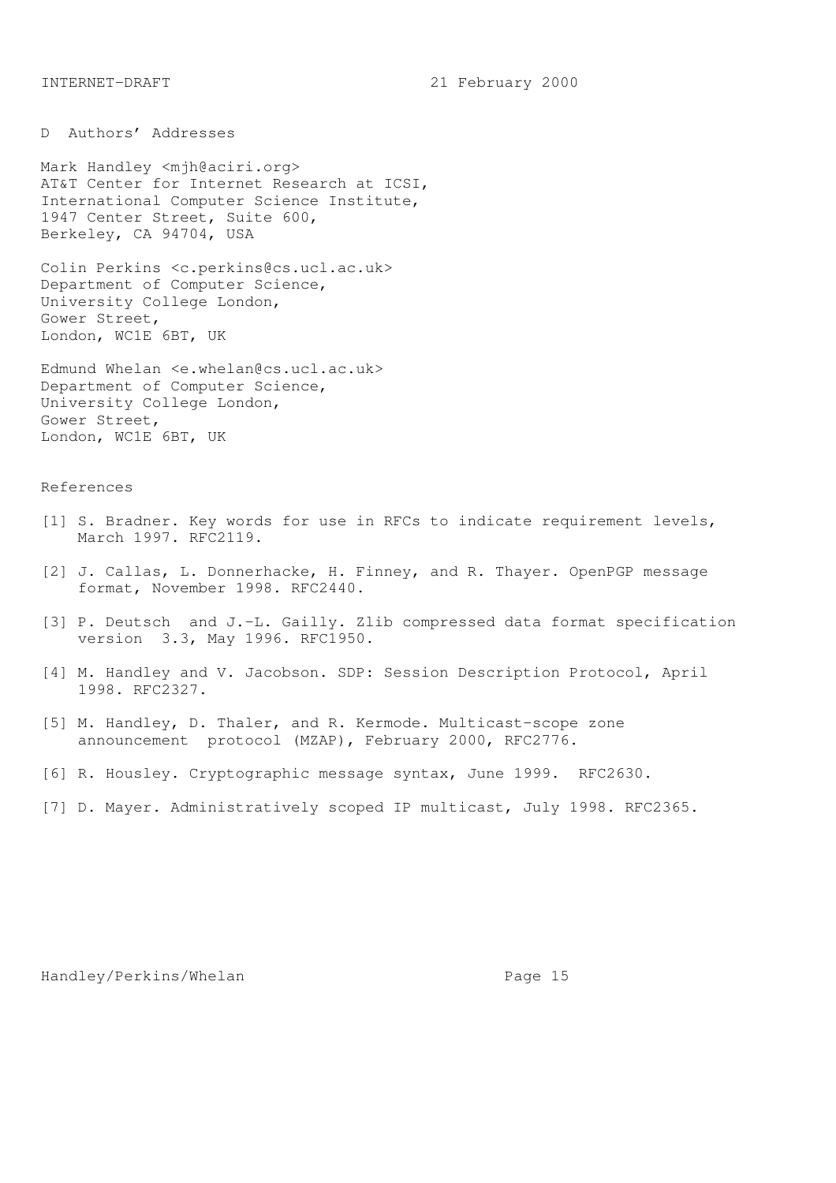## D Authors' Addresses

Mark Handley <mjh@aciri.org>
AT&T Center for Internet Research at ICSI,
International Computer Science Institute,
1947 Center Street, Suite 600,
Berkeley, CA 94704, USA

Colin Perkins <c.perkins@cs.ucl.ac.uk>
Department of Computer Science,
University College London,
Gower Street,
London, WC1E 6BT, UK

Edmund Whelan <e.whelan@cs.ucl.ac.uk>
Department of Computer Science,
University College London,
Gower Street,
London, WC1E 6BT, UK

## References

[1] S. Bradner. Key words for use in RFCs to indicate requirement levels, March 1997. RFC2119.

[2] J. Callas, L. Donnerhacke, H. Finney, and R. Thayer. OpenPGP message format, November 1998. RFC2440.

[3] P. Deutsch and J.-L. Gailly. Zlib compressed data format specification version 3.3, May 1996. RFC1950.

[4] M. Handley and V. Jacobson. SDP: Session Description Protocol, April 1998. RFC2327.

[5] M. Handley, D. Thaler, and R. Kermode. Multicast-scope zone announcement protocol (MZAP), February 2000, RFC2776.

[6] R. Housley. Cryptographic message syntax, June 1999. RFC2630.

[7] D. Mayer. Administratively scoped IP multicast, July 1998. RFC2365.